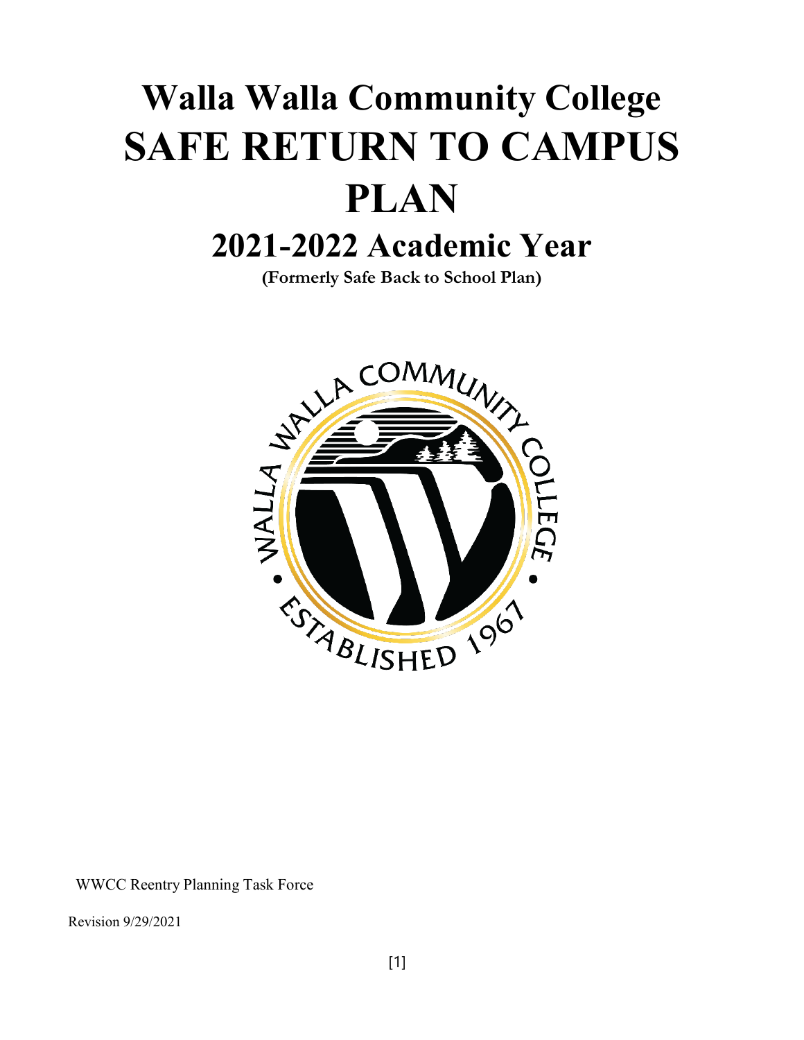# Walla Walla Community College
# SAFE RETURN TO CAMPUS PLAN
## 2021-2022 Academic Year
**(Formerly Safe Back to School Plan)**

WWCC Reentry Planning Task Force

Revision 9/29/2021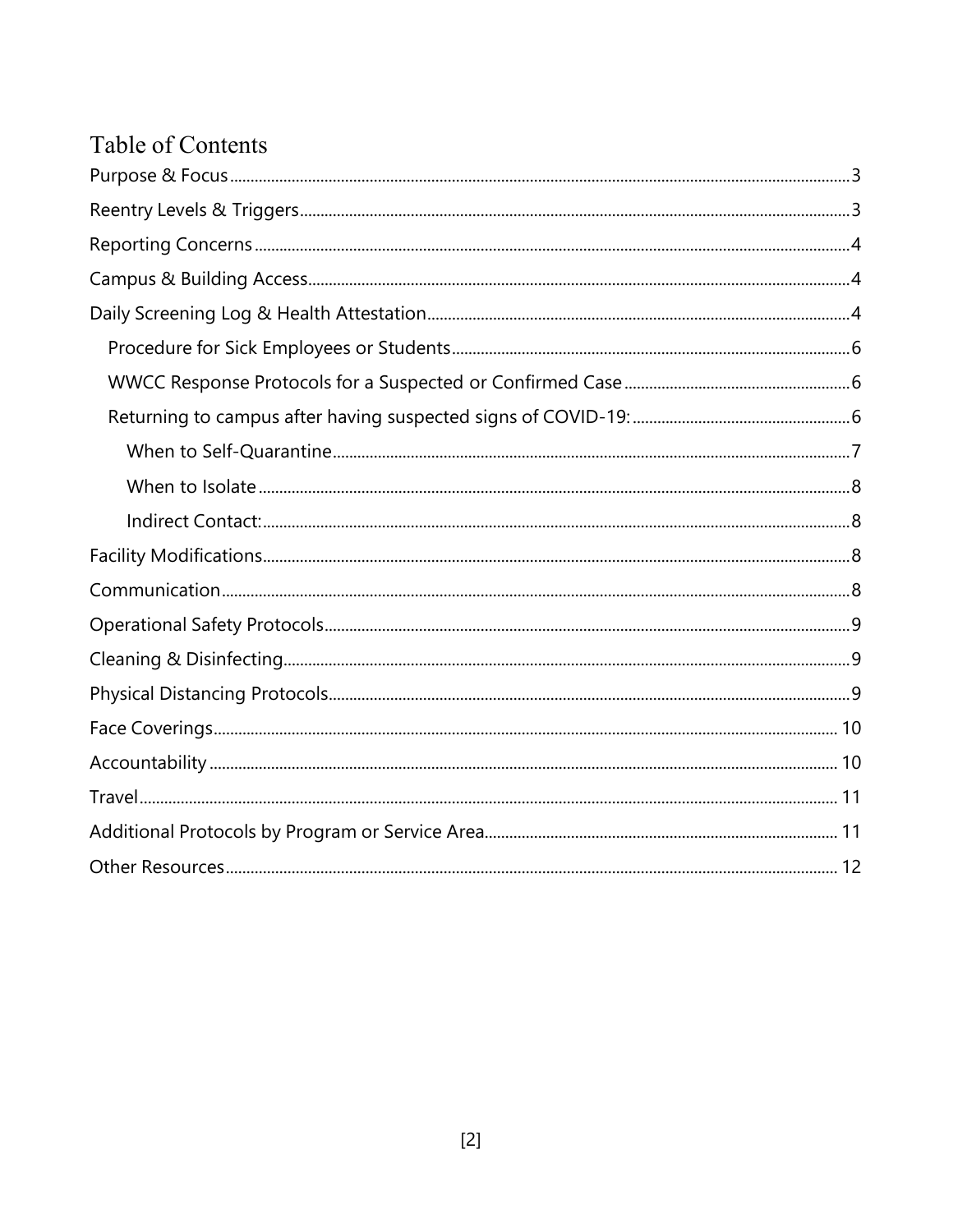# Table of Contents

- Purpose & Focus ..... 3
- Reentry Levels & Triggers ..... 3
- Reporting Concerns ..... 4
- Campus & Building Access ..... 4
- Daily Screening Log & Health Attestation ..... 4
  - Procedure for Sick Employees or Students ..... 6
  - WWCC Response Protocols for a Suspected or Confirmed Case ..... 6
  - Returning to campus after having suspected signs of COVID-19: ..... 6
    - When to Self-Quarantine ..... 7
    - When to Isolate ..... 8
    - Indirect Contact: ..... 8
- Facility Modifications ..... 8
- Communication ..... 8
- Operational Safety Protocols ..... 9
- Cleaning & Disinfecting ..... 9
- Physical Distancing Protocols ..... 9
- Face Coverings ..... 10
- Accountability ..... 10
- Travel ..... 11
- Additional Protocols by Program or Service Area ..... 11
- Other Resources ..... 12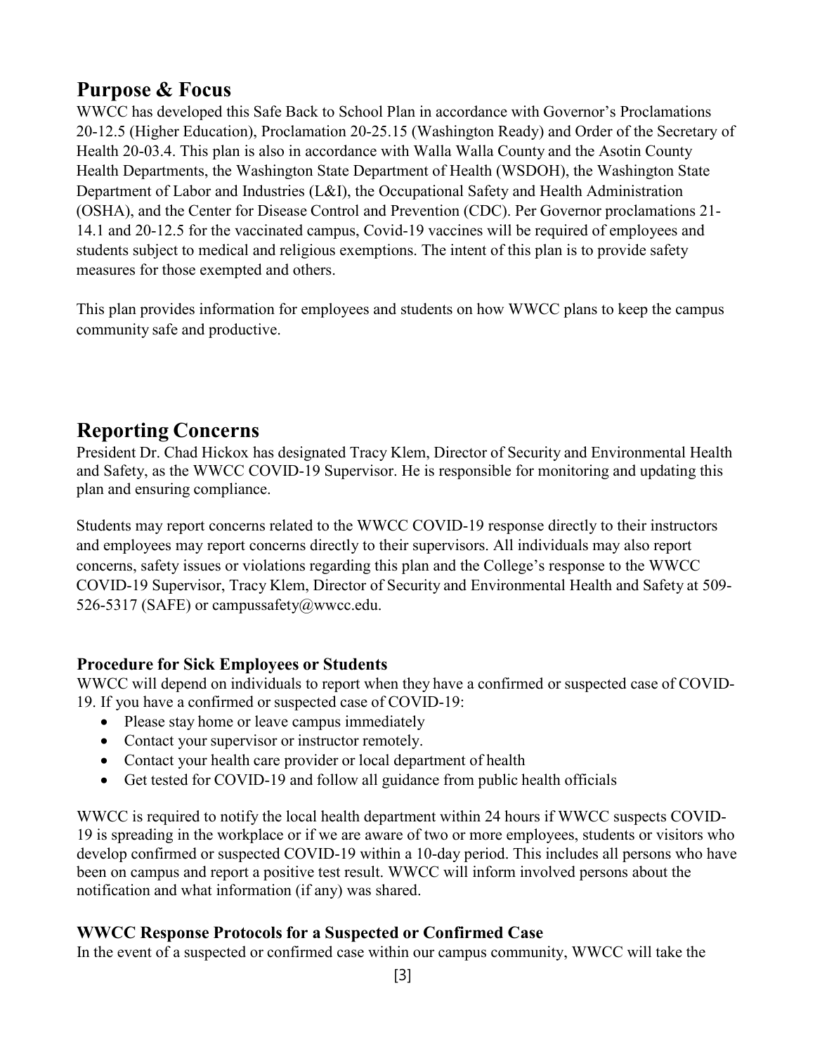## Purpose & Focus

WWCC has developed this Safe Back to School Plan in accordance with Governor's Proclamations 20-12.5 (Higher Education), Proclamation 20-25.15 (Washington Ready) and Order of the Secretary of Health 20-03.4. This plan is also in accordance with Walla Walla County and the Asotin County Health Departments, the Washington State Department of Health (WSDOH), the Washington State Department of Labor and Industries (L&I), the Occupational Safety and Health Administration (OSHA), and the Center for Disease Control and Prevention (CDC). Per Governor proclamations 21-14.1 and 20-12.5 for the vaccinated campus, Covid-19 vaccines will be required of employees and students subject to medical and religious exemptions. The intent of this plan is to provide safety measures for those exempted and others.

This plan provides information for employees and students on how WWCC plans to keep the campus community safe and productive.

## Reporting Concerns

President Dr. Chad Hickox has designated Tracy Klem, Director of Security and Environmental Health and Safety, as the WWCC COVID-19 Supervisor. He is responsible for monitoring and updating this plan and ensuring compliance.

Students may report concerns related to the WWCC COVID-19 response directly to their instructors and employees may report concerns directly to their supervisors. All individuals may also report concerns, safety issues or violations regarding this plan and the College's response to the WWCC COVID-19 Supervisor, Tracy Klem, Director of Security and Environmental Health and Safety at 509-526-5317 (SAFE) or campussafety@wwcc.edu.

### Procedure for Sick Employees or Students

WWCC will depend on individuals to report when they have a confirmed or suspected case of COVID-19. If you have a confirmed or suspected case of COVID-19:

- Please stay home or leave campus immediately
- Contact your supervisor or instructor remotely.
- Contact your health care provider or local department of health
- Get tested for COVID-19 and follow all guidance from public health officials

WWCC is required to notify the local health department within 24 hours if WWCC suspects COVID-19 is spreading in the workplace or if we are aware of two or more employees, students or visitors who develop confirmed or suspected COVID-19 within a 10-day period. This includes all persons who have been on campus and report a positive test result. WWCC will inform involved persons about the notification and what information (if any) was shared.

### WWCC Response Protocols for a Suspected or Confirmed Case

In the event of a suspected or confirmed case within our campus community, WWCC will take the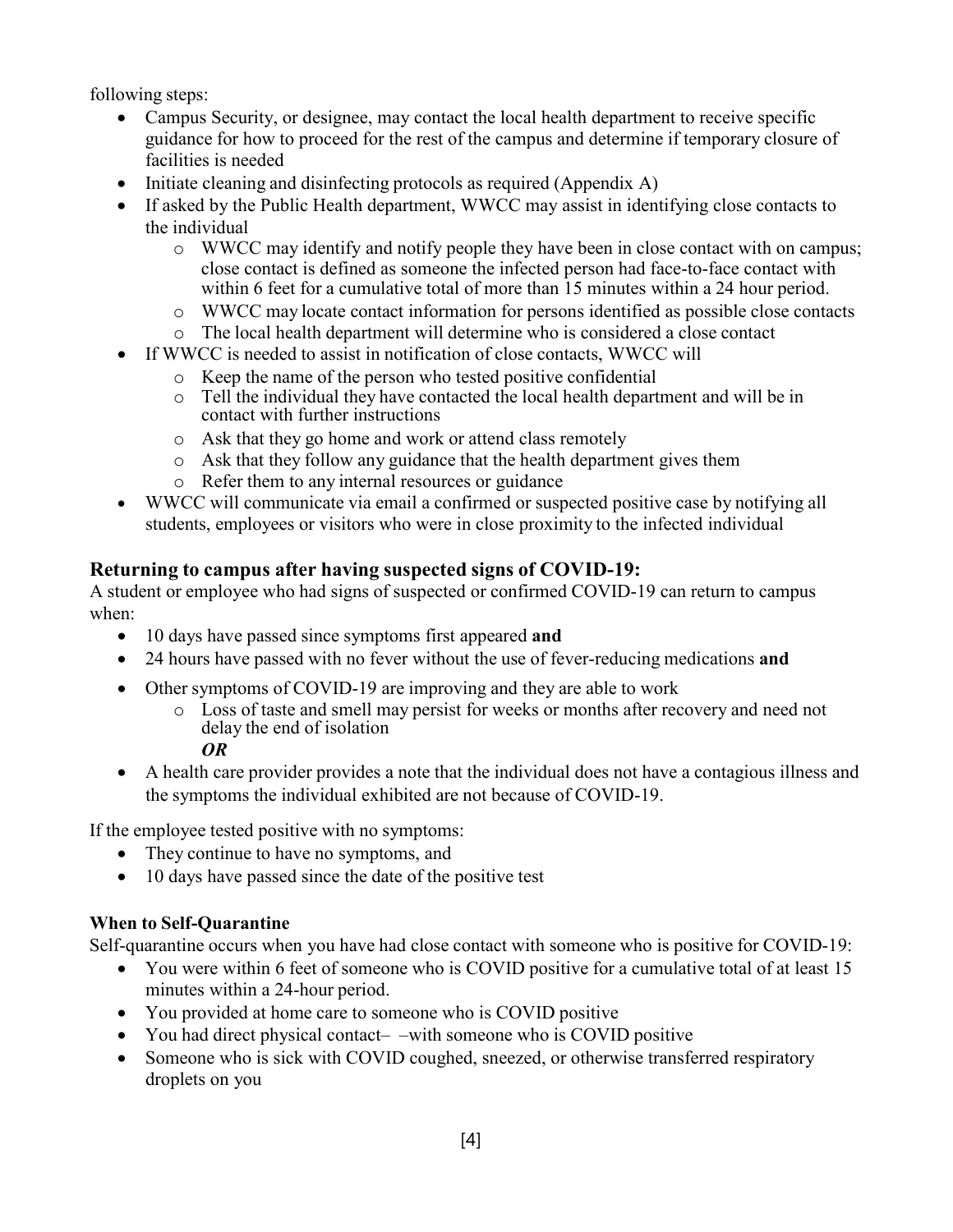following steps:

- Campus Security, or designee, may contact the local health department to receive specific guidance for how to proceed for the rest of the campus and determine if temporary closure of facilities is needed
- Initiate cleaning and disinfecting protocols as required (Appendix A)
- If asked by the Public Health department, WWCC may assist in identifying close contacts to the individual
  - WWCC may identify and notify people they have been in close contact with on campus; close contact is defined as someone the infected person had face-to-face contact with within 6 feet for a cumulative total of more than 15 minutes within a 24 hour period.
  - WWCC may locate contact information for persons identified as possible close contacts
  - The local health department will determine who is considered a close contact
- If WWCC is needed to assist in notification of close contacts, WWCC will
  - Keep the name of the person who tested positive confidential
  - Tell the individual they have contacted the local health department and will be in contact with further instructions
  - Ask that they go home and work or attend class remotely
  - Ask that they follow any guidance that the health department gives them
  - Refer them to any internal resources or guidance
- WWCC will communicate via email a confirmed or suspected positive case by notifying all students, employees or visitors who were in close proximity to the infected individual

## Returning to campus after having suspected signs of COVID-19:

A student or employee who had signs of suspected or confirmed COVID-19 can return to campus when:

- 10 days have passed since symptoms first appeared **and**
- 24 hours have passed with no fever without the use of fever-reducing medications **and**
- Other symptoms of COVID-19 are improving and they are able to work
  - Loss of taste and smell may persist for weeks or months after recovery and need not delay the end of isolation

  ***OR***
- A health care provider provides a note that the individual does not have a contagious illness and the symptoms the individual exhibited are not because of COVID-19.

If the employee tested positive with no symptoms:

- They continue to have no symptoms, and
- 10 days have passed since the date of the positive test

### When to Self-Quarantine

Self-quarantine occurs when you have had close contact with someone who is positive for COVID-19:

- You were within 6 feet of someone who is COVID positive for a cumulative total of at least 15 minutes within a 24-hour period.
- You provided at home care to someone who is COVID positive
- You had direct physical contact– –with someone who is COVID positive
- Someone who is sick with COVID coughed, sneezed, or otherwise transferred respiratory droplets on you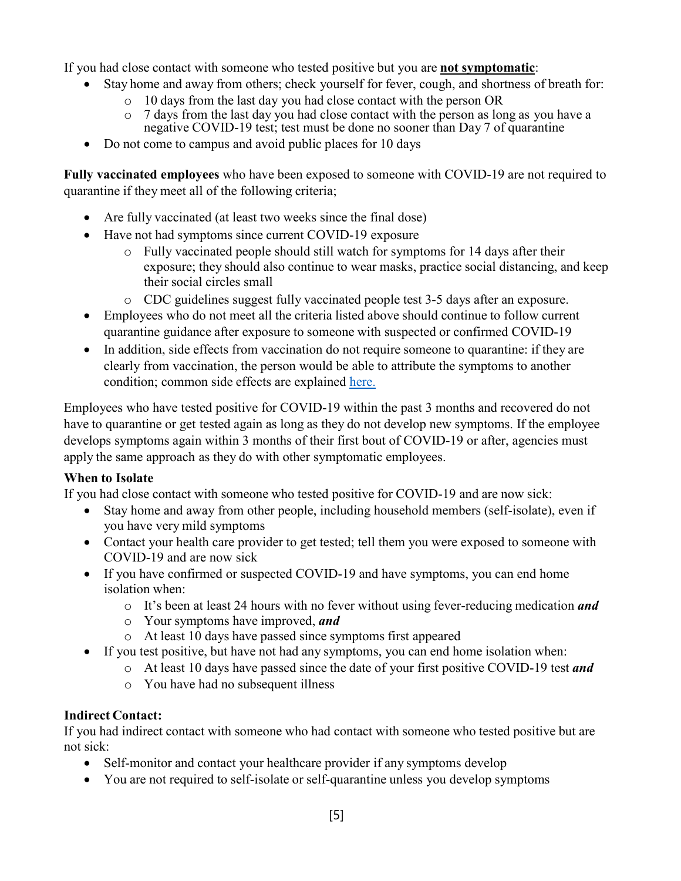If you had close contact with someone who tested positive but you are **not symptomatic**:

- Stay home and away from others; check yourself for fever, cough, and shortness of breath for:
  - 10 days from the last day you had close contact with the person OR
  - 7 days from the last day you had close contact with the person as long as you have a negative COVID-19 test; test must be done no sooner than Day 7 of quarantine
- Do not come to campus and avoid public places for 10 days

**Fully vaccinated employees** who have been exposed to someone with COVID-19 are not required to quarantine if they meet all of the following criteria;

- Are fully vaccinated (at least two weeks since the final dose)
- Have not had symptoms since current COVID-19 exposure
  - Fully vaccinated people should still watch for symptoms for 14 days after their exposure; they should also continue to wear masks, practice social distancing, and keep their social circles small
  - CDC guidelines suggest fully vaccinated people test 3-5 days after an exposure.
- Employees who do not meet all the criteria listed above should continue to follow current quarantine guidance after exposure to someone with suspected or confirmed COVID-19
- In addition, side effects from vaccination do not require someone to quarantine: if they are clearly from vaccination, the person would be able to attribute the symptoms to another condition; common side effects are explained here.

Employees who have tested positive for COVID-19 within the past 3 months and recovered do not have to quarantine or get tested again as long as they do not develop new symptoms. If the employee develops symptoms again within 3 months of their first bout of COVID-19 or after, agencies must apply the same approach as they do with other symptomatic employees.

**When to Isolate**

If you had close contact with someone who tested positive for COVID-19 and are now sick:

- Stay home and away from other people, including household members (self-isolate), even if you have very mild symptoms
- Contact your health care provider to get tested; tell them you were exposed to someone with COVID-19 and are now sick
- If you have confirmed or suspected COVID-19 and have symptoms, you can end home isolation when:
  - It's been at least 24 hours with no fever without using fever-reducing medication ***and***
  - Your symptoms have improved, ***and***
  - At least 10 days have passed since symptoms first appeared
- If you test positive, but have not had any symptoms, you can end home isolation when:
  - At least 10 days have passed since the date of your first positive COVID-19 test ***and***
  - You have had no subsequent illness

**Indirect Contact:**

If you had indirect contact with someone who had contact with someone who tested positive but are not sick:

- Self-monitor and contact your healthcare provider if any symptoms develop
- You are not required to self-isolate or self-quarantine unless you develop symptoms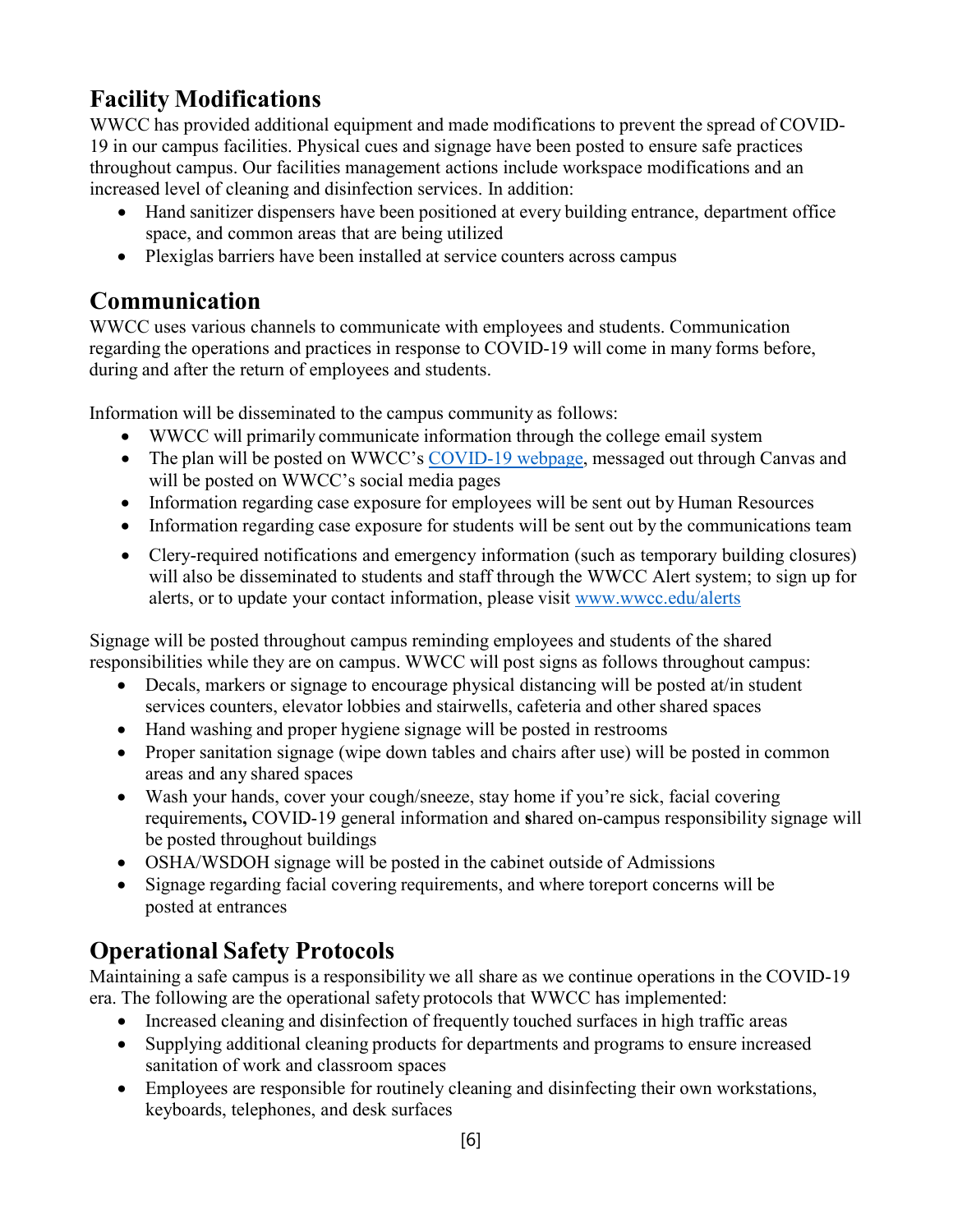## Facility Modifications

WWCC has provided additional equipment and made modifications to prevent the spread of COVID-19 in our campus facilities. Physical cues and signage have been posted to ensure safe practices throughout campus. Our facilities management actions include workspace modifications and an increased level of cleaning and disinfection services. In addition:

- Hand sanitizer dispensers have been positioned at every building entrance, department office space, and common areas that are being utilized
- Plexiglas barriers have been installed at service counters across campus

## Communication

WWCC uses various channels to communicate with employees and students. Communication regarding the operations and practices in response to COVID-19 will come in many forms before, during and after the return of employees and students.

Information will be disseminated to the campus community as follows:

- WWCC will primarily communicate information through the college email system
- The plan will be posted on WWCC's [COVID-19 webpage](), messaged out through Canvas and will be posted on WWCC's social media pages
- Information regarding case exposure for employees will be sent out by Human Resources
- Information regarding case exposure for students will be sent out by the communications team
- Clery-required notifications and emergency information (such as temporary building closures) will also be disseminated to students and staff through the WWCC Alert system; to sign up for alerts, or to update your contact information, please visit [www.wwcc.edu/alerts](www.wwcc.edu/alerts)

Signage will be posted throughout campus reminding employees and students of the shared responsibilities while they are on campus. WWCC will post signs as follows throughout campus:

- Decals, markers or signage to encourage physical distancing will be posted at/in student services counters, elevator lobbies and stairwells, cafeteria and other shared spaces
- Hand washing and proper hygiene signage will be posted in restrooms
- Proper sanitation signage (wipe down tables and chairs after use) will be posted in common areas and any shared spaces
- Wash your hands, cover your cough/sneeze, stay home if you're sick, facial covering requirements**,** COVID-19 general information and **s**hared on-campus responsibility signage will be posted throughout buildings
- OSHA/WSDOH signage will be posted in the cabinet outside of Admissions
- Signage regarding facial covering requirements, and where toreport concerns will be posted at entrances

## Operational Safety Protocols

Maintaining a safe campus is a responsibility we all share as we continue operations in the COVID-19 era. The following are the operational safety protocols that WWCC has implemented:

- Increased cleaning and disinfection of frequently touched surfaces in high traffic areas
- Supplying additional cleaning products for departments and programs to ensure increased sanitation of work and classroom spaces
- Employees are responsible for routinely cleaning and disinfecting their own workstations, keyboards, telephones, and desk surfaces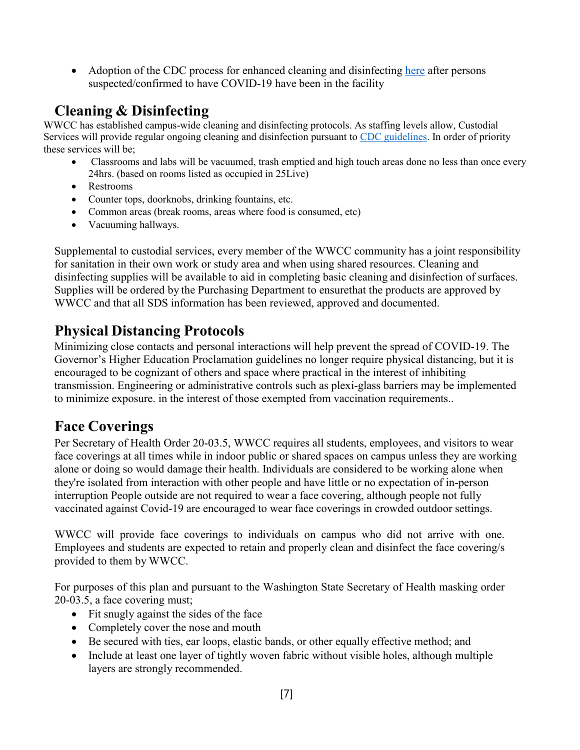- Adoption of the CDC process for enhanced cleaning and disinfecting [here]() after persons suspected/confirmed to have COVID-19 have been in the facility

## Cleaning & Disinfecting

WWCC has established campus-wide cleaning and disinfecting protocols. As staffing levels allow, Custodial Services will provide regular ongoing cleaning and disinfection pursuant to [CDC guidelines](). In order of priority these services will be;

- Classrooms and labs will be vacuumed, trash emptied and high touch areas done no less than once every 24hrs. (based on rooms listed as occupied in 25Live)
- Restrooms
- Counter tops, doorknobs, drinking fountains, etc.
- Common areas (break rooms, areas where food is consumed, etc)
- Vacuuming hallways.

Supplemental to custodial services, every member of the WWCC community has a joint responsibility for sanitation in their own work or study area and when using shared resources. Cleaning and disinfecting supplies will be available to aid in completing basic cleaning and disinfection of surfaces. Supplies will be ordered by the Purchasing Department to ensurethat the products are approved by WWCC and that all SDS information has been reviewed, approved and documented.

## Physical Distancing Protocols

Minimizing close contacts and personal interactions will help prevent the spread of COVID-19. The Governor's Higher Education Proclamation guidelines no longer require physical distancing, but it is encouraged to be cognizant of others and space where practical in the interest of inhibiting transmission. Engineering or administrative controls such as plexi-glass barriers may be implemented to minimize exposure. in the interest of those exempted from vaccination requirements..

## Face Coverings

Per Secretary of Health Order 20-03.5, WWCC requires all students, employees, and visitors to wear face coverings at all times while in indoor public or shared spaces on campus unless they are working alone or doing so would damage their health. Individuals are considered to be working alone when they're isolated from interaction with other people and have little or no expectation of in-person interruption People outside are not required to wear a face covering, although people not fully vaccinated against Covid-19 are encouraged to wear face coverings in crowded outdoor settings.

WWCC will provide face coverings to individuals on campus who did not arrive with one. Employees and students are expected to retain and properly clean and disinfect the face covering/s provided to them by WWCC.

For purposes of this plan and pursuant to the Washington State Secretary of Health masking order 20-03.5, a face covering must;

- Fit snugly against the sides of the face
- Completely cover the nose and mouth
- Be secured with ties, ear loops, elastic bands, or other equally effective method; and
- Include at least one layer of tightly woven fabric without visible holes, although multiple layers are strongly recommended.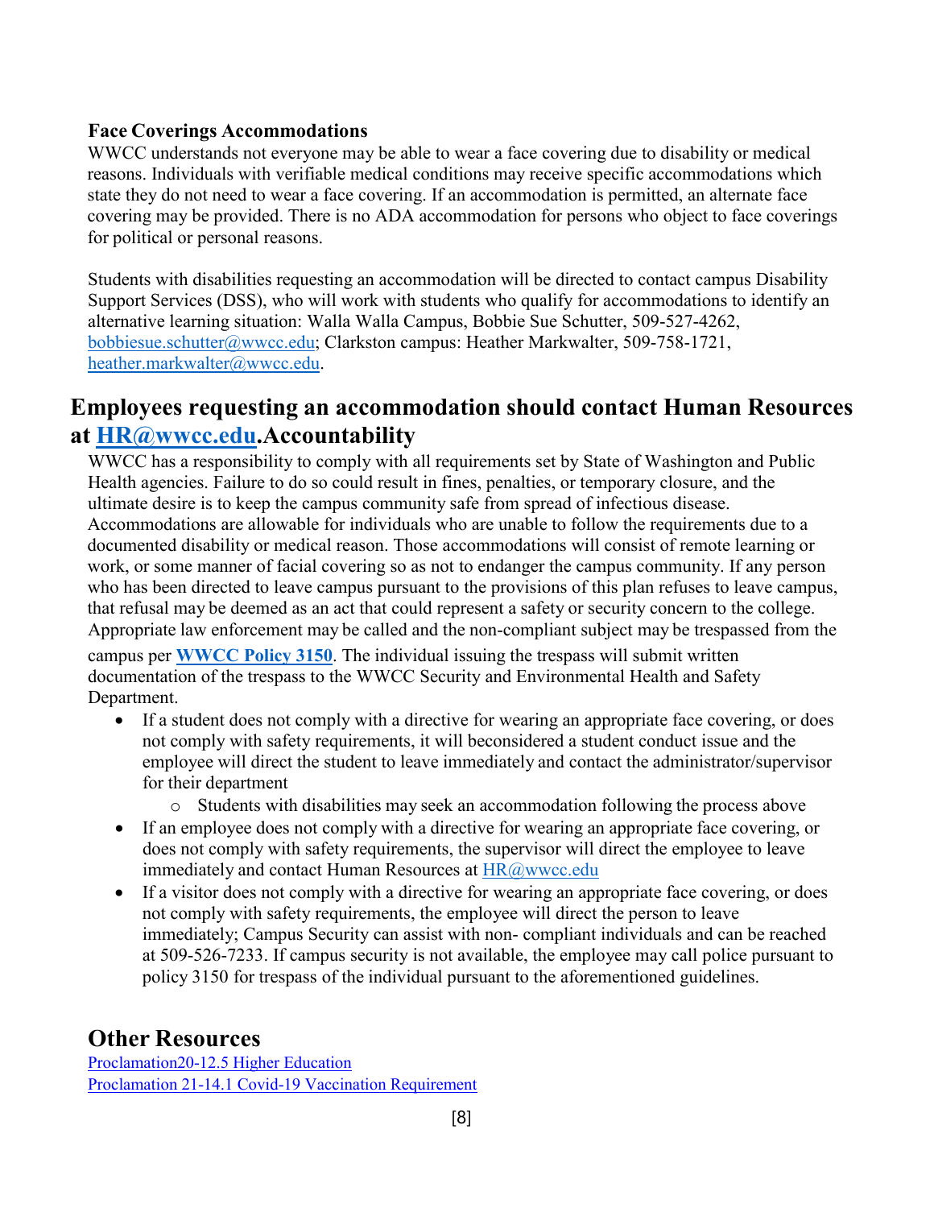### Face Coverings Accommodations

WWCC understands not everyone may be able to wear a face covering due to disability or medical reasons. Individuals with verifiable medical conditions may receive specific accommodations which state they do not need to wear a face covering. If an accommodation is permitted, an alternate face covering may be provided. There is no ADA accommodation for persons who object to face coverings for political or personal reasons.

Students with disabilities requesting an accommodation will be directed to contact campus Disability Support Services (DSS), who will work with students who qualify for accommodations to identify an alternative learning situation: Walla Walla Campus, Bobbie Sue Schutter, 509-527-4262, [bobbiesue.schutter@wwcc.edu](mailto:bobbiesue.schutter@wwcc.edu); Clarkston campus: Heather Markwalter, 509-758-1721, [heather.markwalter@wwcc.edu](mailto:heather.markwalter@wwcc.edu).

## Employees requesting an accommodation should contact Human Resources at [HR@wwcc.edu](mailto:HR@wwcc.edu).Accountability

WWCC has a responsibility to comply with all requirements set by State of Washington and Public Health agencies. Failure to do so could result in fines, penalties, or temporary closure, and the ultimate desire is to keep the campus community safe from spread of infectious disease. Accommodations are allowable for individuals who are unable to follow the requirements due to a documented disability or medical reason. Those accommodations will consist of remote learning or work, or some manner of facial covering so as not to endanger the campus community. If any person who has been directed to leave campus pursuant to the provisions of this plan refuses to leave campus, that refusal may be deemed as an act that could represent a safety or security concern to the college. Appropriate law enforcement may be called and the non-compliant subject may be trespassed from the campus per **[WWCC Policy 3150](#)**. The individual issuing the trespass will submit written documentation of the trespass to the WWCC Security and Environmental Health and Safety Department.

- If a student does not comply with a directive for wearing an appropriate face covering, or does not comply with safety requirements, it will beconsidered a student conduct issue and the employee will direct the student to leave immediately and contact the administrator/supervisor for their department
  - Students with disabilities may seek an accommodation following the process above
- If an employee does not comply with a directive for wearing an appropriate face covering, or does not comply with safety requirements, the supervisor will direct the employee to leave immediately and contact Human Resources at [HR@wwcc.edu](mailto:HR@wwcc.edu)
- If a visitor does not comply with a directive for wearing an appropriate face covering, or does not comply with safety requirements, the employee will direct the person to leave immediately; Campus Security can assist with non- compliant individuals and can be reached at 509-526-7233. If campus security is not available, the employee may call police pursuant to policy 3150 for trespass of the individual pursuant to the aforementioned guidelines.

## Other Resources

[Proclamation20-12.5 Higher Education](#)
[Proclamation 21-14.1 Covid-19 Vaccination Requirement](#)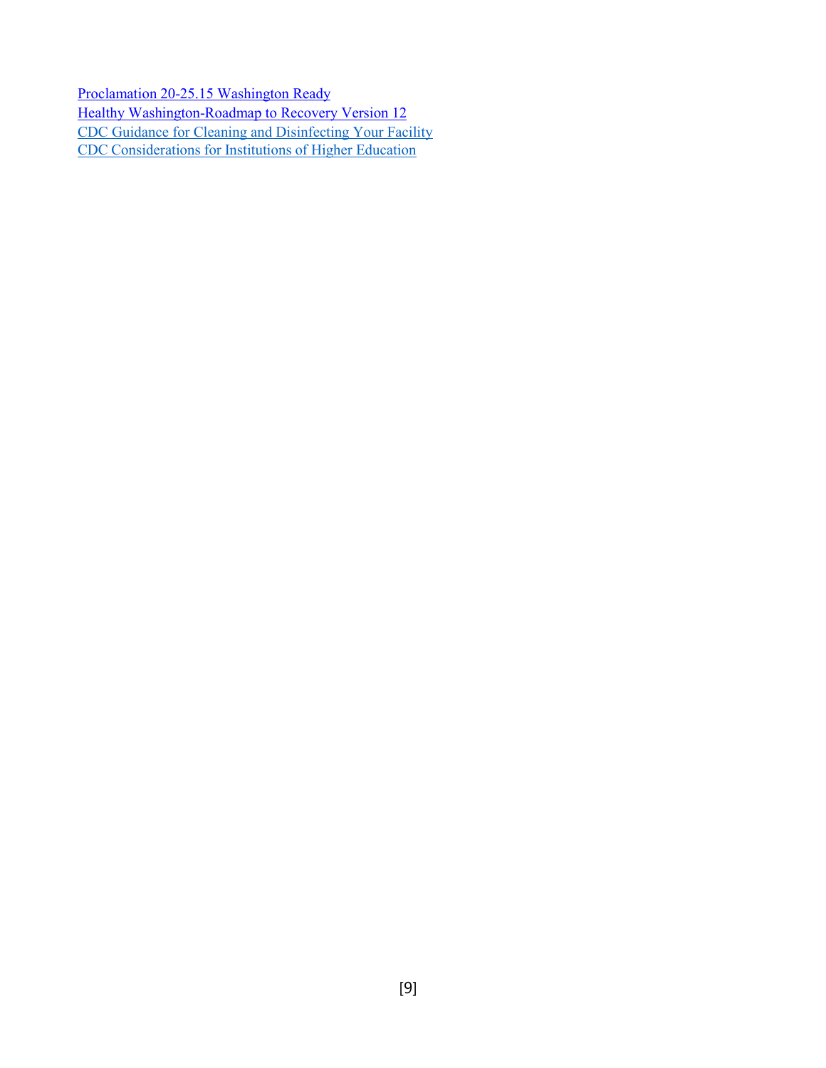Proclamation 20-25.15 Washington Ready
Healthy Washington-Roadmap to Recovery Version 12
CDC Guidance for Cleaning and Disinfecting Your Facility
CDC Considerations for Institutions of Higher Education